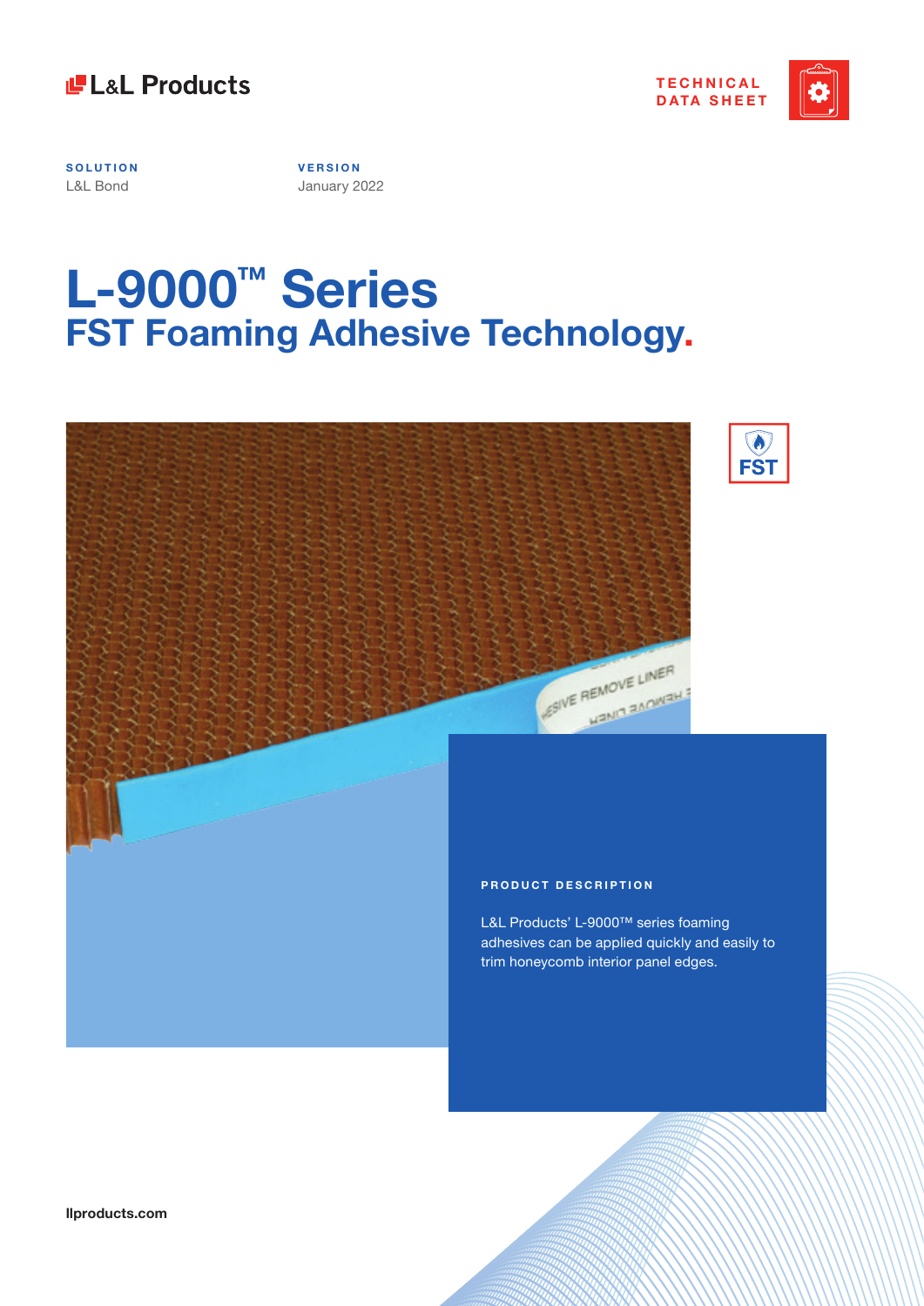L&L Products

TECHNICAL DATA SHEET

**SOLUTION**
L&L Bond

**VERSION**
January 2022

# L-9000™ Series
## FST Foaming Adhesive Technology.

FST

### PRODUCT DESCRIPTION

L&L Products' L-9000™ series foaming adhesives can be applied quickly and easily to trim honeycomb interior panel edges.

llproducts.com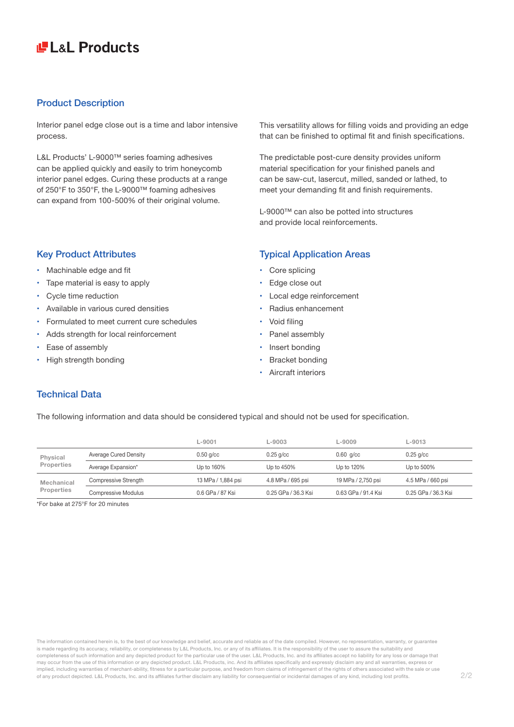# L&L Products

## Product Description

Interior panel edge close out is a time and labor intensive process.

L&L Products' L-9000™ series foaming adhesives can be applied quickly and easily to trim honeycomb interior panel edges. Curing these products at a range of 250°F to 350°F, the L-9000™ foaming adhesives can expand from 100-500% of their original volume.

This versatility allows for filling voids and providing an edge that can be finished to optimal fit and finish specifications.

The predictable post-cure density provides uniform material specification for your finished panels and can be saw-cut, lasercut, milled, sanded or lathed, to meet your demanding fit and finish requirements.

L-9000™ can also be potted into structures and provide local reinforcements.

## Key Product Attributes

- Machinable edge and fit
- Tape material is easy to apply
- Cycle time reduction
- Available in various cured densities
- Formulated to meet current cure schedules
- Adds strength for local reinforcement
- Ease of assembly
- High strength bonding

## Typical Application Areas

- Core splicing
- Edge close out
- Local edge reinforcement
- Radius enhancement
- Void filing
- Panel assembly
- Insert bonding
- Bracket bonding
- Aircraft interiors

## Technical Data

The following information and data should be considered typical and should not be used for specification.

| | | L-9001 | L-9003 | L-9009 | L-9013 |
|---|---|---|---|---|---|
| Physical Properties | Average Cured Density | 0.50 g/cc | 0.25 g/cc | 0.60 g/cc | 0.25 g/cc |
| | Average Expansion* | Up to 160% | Up to 450% | Up to 120% | Up to 500% |
| Mechanical Properties | Compressive Strength | 13 MPa / 1,884 psi | 4.8 MPa / 695 psi | 19 MPa / 2,750 psi | 4.5 MPa / 660 psi |
| | Compressive Modulus | 0.6 GPa / 87 Ksi | 0.25 GPa / 36.3 Ksi | 0.63 GPa / 91.4 Ksi | 0.25 GPa / 36.3 Ksi |

*For bake at 275°F for 20 minutes

The information contained herein is, to the best of our knowledge and belief, accurate and reliable as of the date compiled. However, no representation, warranty, or guarantee is made regarding its accuracy, reliability, or completeness by L&L Products, Inc. or any of its affiliates. It is the responsibility of the user to assure the suitability and completeness of such information and any depicted product for the particular use of the user. L&L Products, Inc. and its affiliates accept no liability for any loss or damage that may occur from the use of this information or any depicted product. L&L Products, inc. And its affiliates specifically and expressly disclaim any and all warranties, express or implied, including warranties of merchant-ability, fitness for a particular purpose, and freedom from claims of infringement of the rights of others associated with the sale or use of any product depicted. L&L Products, Inc. and its affiliates further disclaim any liability for consequential or incidental damages of any kind, including lost profits.